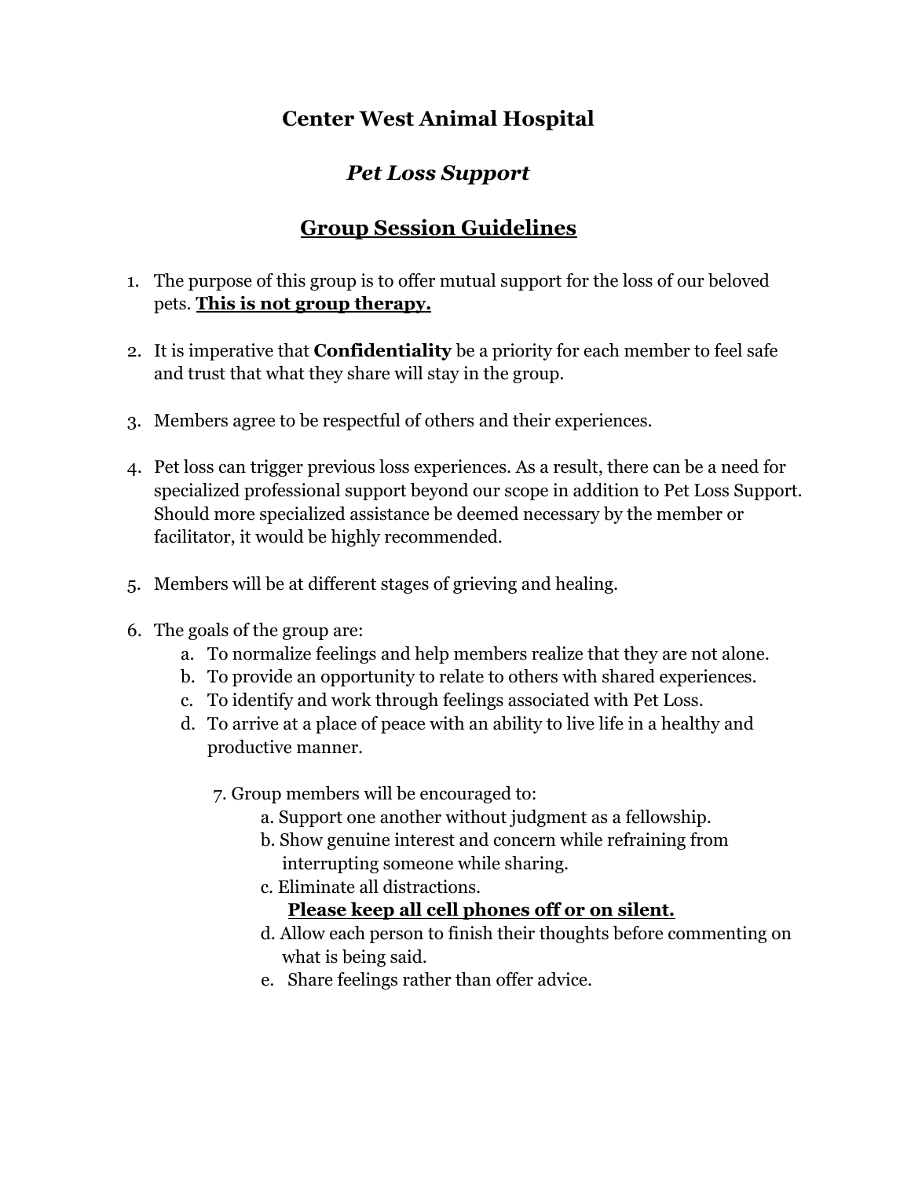# Center West Animal Hospital

## *Pet Loss Support*

## <u>Group Session Guidelines</u>

1. The purpose of this group is to offer mutual support for the loss of our beloved pets. **<u>This is not group therapy.</u>**

2. It is imperative that **Confidentiality** be a priority for each member to feel safe and trust that what they share will stay in the group.

3. Members agree to be respectful of others and their experiences.

4. Pet loss can trigger previous loss experiences. As a result, there can be a need for specialized professional support beyond our scope in addition to Pet Loss Support. Should more specialized assistance be deemed necessary by the member or facilitator, it would be highly recommended.

5. Members will be at different stages of grieving and healing.

6. The goals of the group are:
   a. To normalize feelings and help members realize that they are not alone.
   b. To provide an opportunity to relate to others with shared experiences.
   c. To identify and work through feelings associated with Pet Loss.
   d. To arrive at a place of peace with an ability to live life in a healthy and productive manner.

7. Group members will be encouraged to:
   a. Support one another without judgment as a fellowship.
   b. Show genuine interest and concern while refraining from interrupting someone while sharing.
   c. Eliminate all distractions.
      **<u>Please keep all cell phones off or on silent.</u>**
   d. Allow each person to finish their thoughts before commenting on what is being said.
   e. Share feelings rather than offer advice.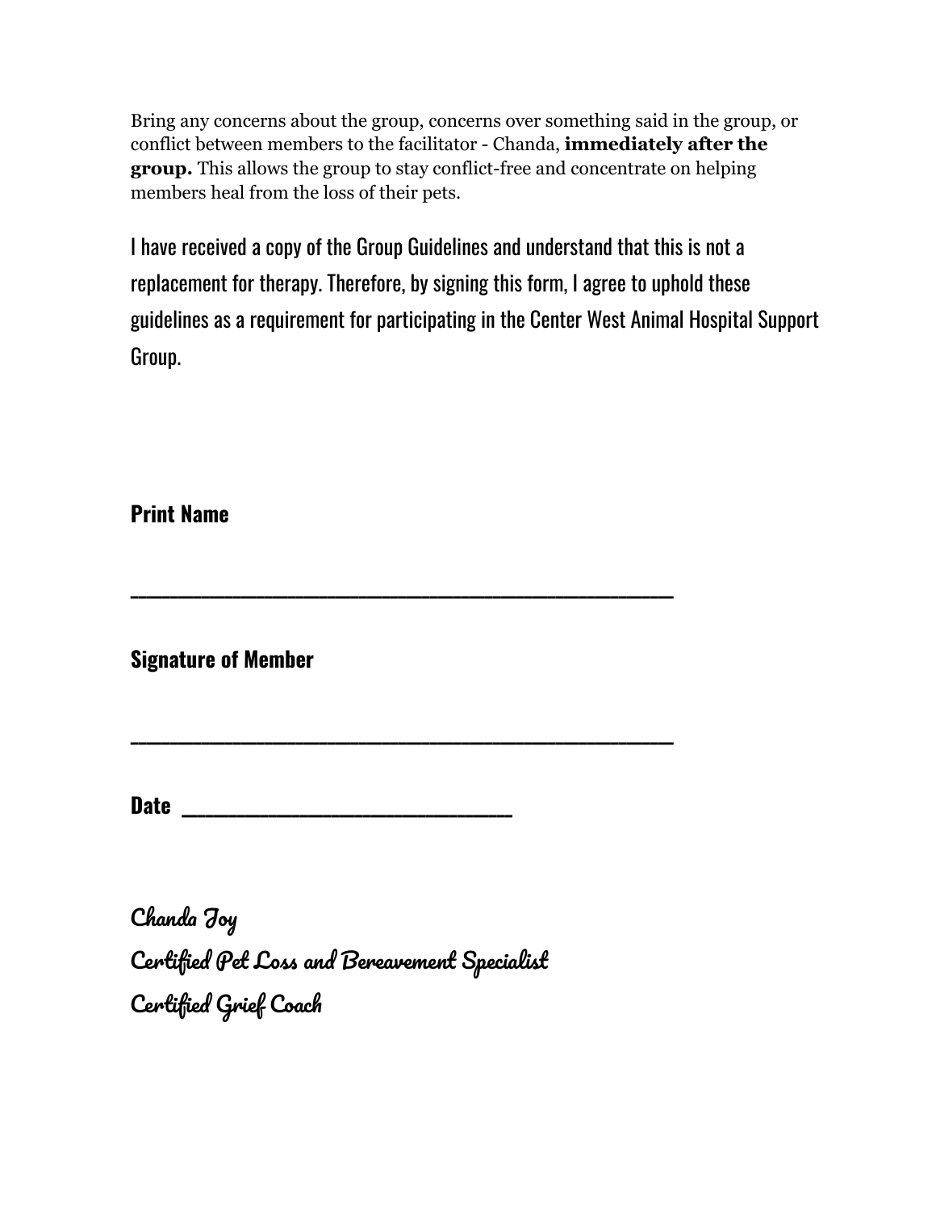Bring any concerns about the group, concerns over something said in the group, or conflict between members to the facilitator - Chanda, **immediately after the group.** This allows the group to stay conflict-free and concentrate on helping members heal from the loss of their pets.

I have received a copy of the Group Guidelines and understand that this is not a replacement for therapy. Therefore, by signing this form, I agree to uphold these guidelines as a requirement for participating in the Center West Animal Hospital Support Group.

**Print Name**

______________________________________________

**Signature of Member**

______________________________________________

**Date** ____________________________

*Chanda Joy*
*Certified Pet Loss and Bereavement Specialist*
*Certified Grief Coach*